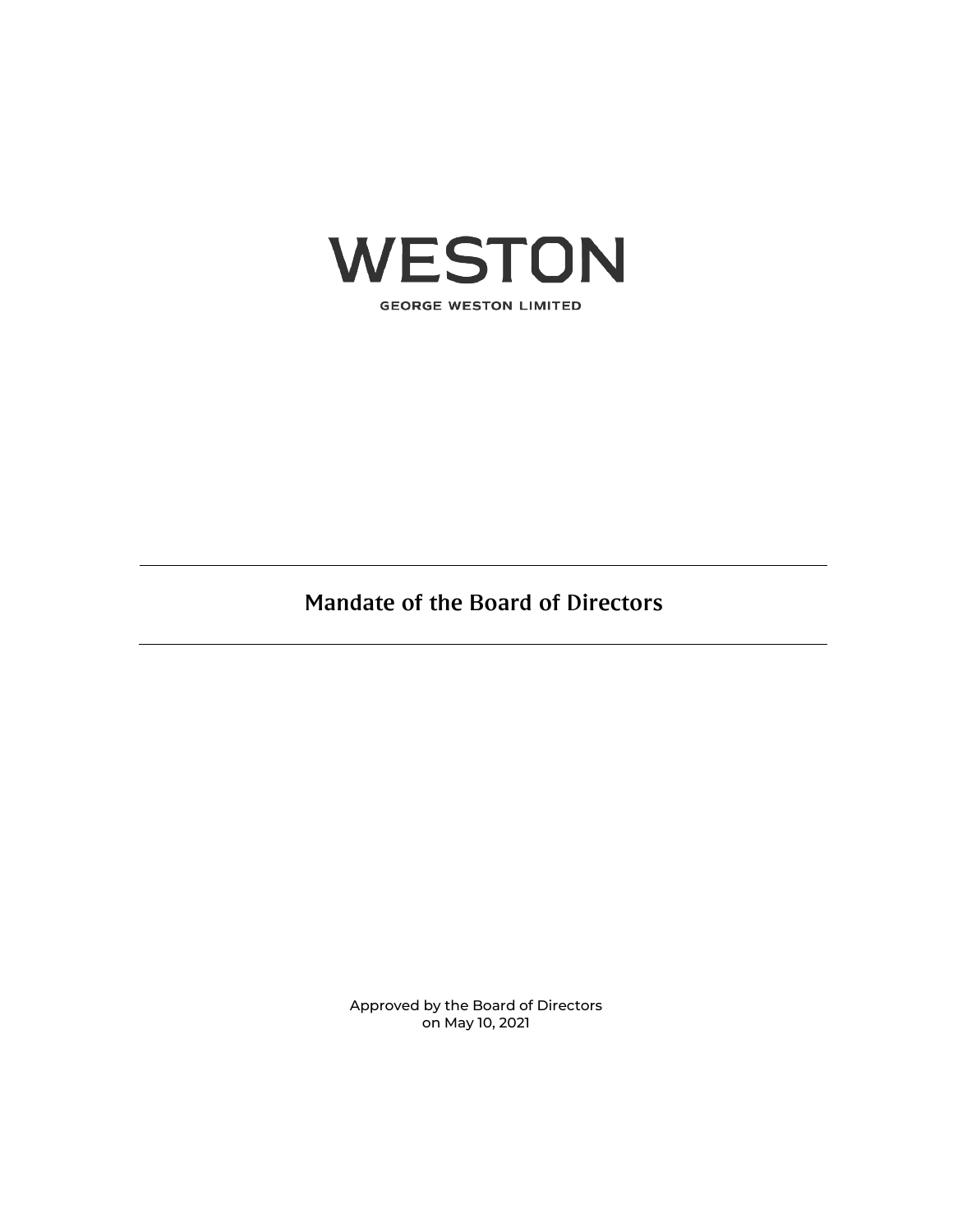# WESTON

GEORGE WESTON LIMITED

---

## Mandate of the Board of Directors

---

Approved by the Board of Directors
on May 10, 2021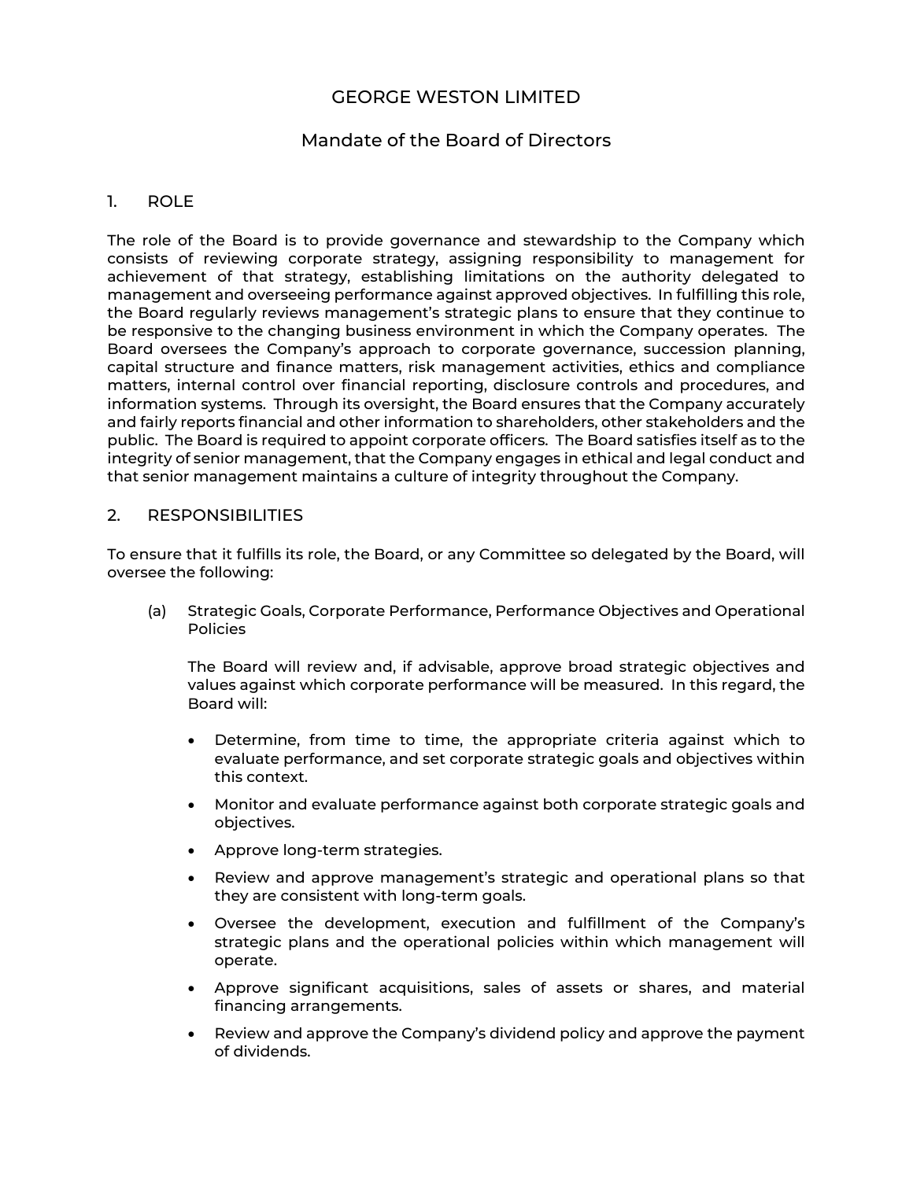# GEORGE WESTON LIMITED

## Mandate of the Board of Directors

### 1. ROLE

The role of the Board is to provide governance and stewardship to the Company which consists of reviewing corporate strategy, assigning responsibility to management for achievement of that strategy, establishing limitations on the authority delegated to management and overseeing performance against approved objectives. In fulfilling this role, the Board regularly reviews management's strategic plans to ensure that they continue to be responsive to the changing business environment in which the Company operates. The Board oversees the Company's approach to corporate governance, succession planning, capital structure and finance matters, risk management activities, ethics and compliance matters, internal control over financial reporting, disclosure controls and procedures, and information systems. Through its oversight, the Board ensures that the Company accurately and fairly reports financial and other information to shareholders, other stakeholders and the public. The Board is required to appoint corporate officers. The Board satisfies itself as to the integrity of senior management, that the Company engages in ethical and legal conduct and that senior management maintains a culture of integrity throughout the Company.

### 2. RESPONSIBILITIES

To ensure that it fulfills its role, the Board, or any Committee so delegated by the Board, will oversee the following:

(a) Strategic Goals, Corporate Performance, Performance Objectives and Operational Policies

The Board will review and, if advisable, approve broad strategic objectives and values against which corporate performance will be measured. In this regard, the Board will:

- Determine, from time to time, the appropriate criteria against which to evaluate performance, and set corporate strategic goals and objectives within this context.
- Monitor and evaluate performance against both corporate strategic goals and objectives.
- Approve long-term strategies.
- Review and approve management's strategic and operational plans so that they are consistent with long-term goals.
- Oversee the development, execution and fulfillment of the Company's strategic plans and the operational policies within which management will operate.
- Approve significant acquisitions, sales of assets or shares, and material financing arrangements.
- Review and approve the Company's dividend policy and approve the payment of dividends.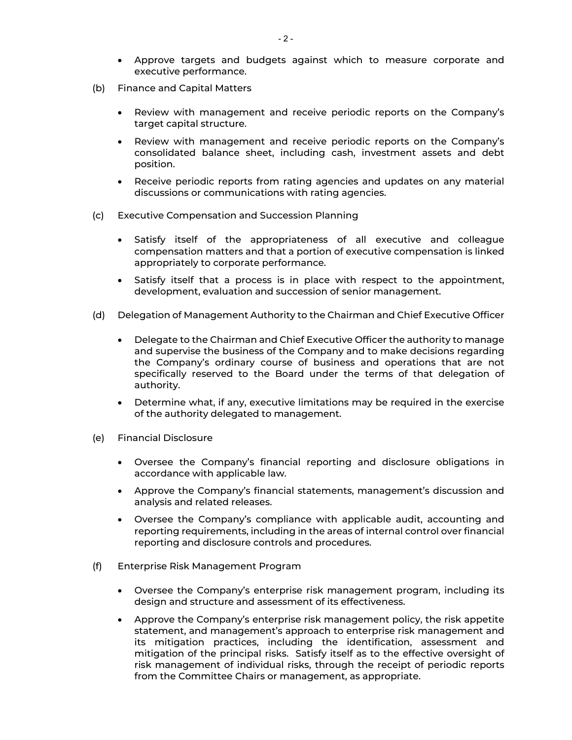- Approve targets and budgets against which to measure corporate and executive performance.

(b) Finance and Capital Matters

- Review with management and receive periodic reports on the Company's target capital structure.
- Review with management and receive periodic reports on the Company's consolidated balance sheet, including cash, investment assets and debt position.
- Receive periodic reports from rating agencies and updates on any material discussions or communications with rating agencies.

(c) Executive Compensation and Succession Planning

- Satisfy itself of the appropriateness of all executive and colleague compensation matters and that a portion of executive compensation is linked appropriately to corporate performance.
- Satisfy itself that a process is in place with respect to the appointment, development, evaluation and succession of senior management.

(d) Delegation of Management Authority to the Chairman and Chief Executive Officer

- Delegate to the Chairman and Chief Executive Officer the authority to manage and supervise the business of the Company and to make decisions regarding the Company's ordinary course of business and operations that are not specifically reserved to the Board under the terms of that delegation of authority.
- Determine what, if any, executive limitations may be required in the exercise of the authority delegated to management.

(e) Financial Disclosure

- Oversee the Company's financial reporting and disclosure obligations in accordance with applicable law.
- Approve the Company's financial statements, management's discussion and analysis and related releases.
- Oversee the Company's compliance with applicable audit, accounting and reporting requirements, including in the areas of internal control over financial reporting and disclosure controls and procedures.

(f) Enterprise Risk Management Program

- Oversee the Company's enterprise risk management program, including its design and structure and assessment of its effectiveness.
- Approve the Company's enterprise risk management policy, the risk appetite statement, and management's approach to enterprise risk management and its mitigation practices, including the identification, assessment and mitigation of the principal risks. Satisfy itself as to the effective oversight of risk management of individual risks, through the receipt of periodic reports from the Committee Chairs or management, as appropriate.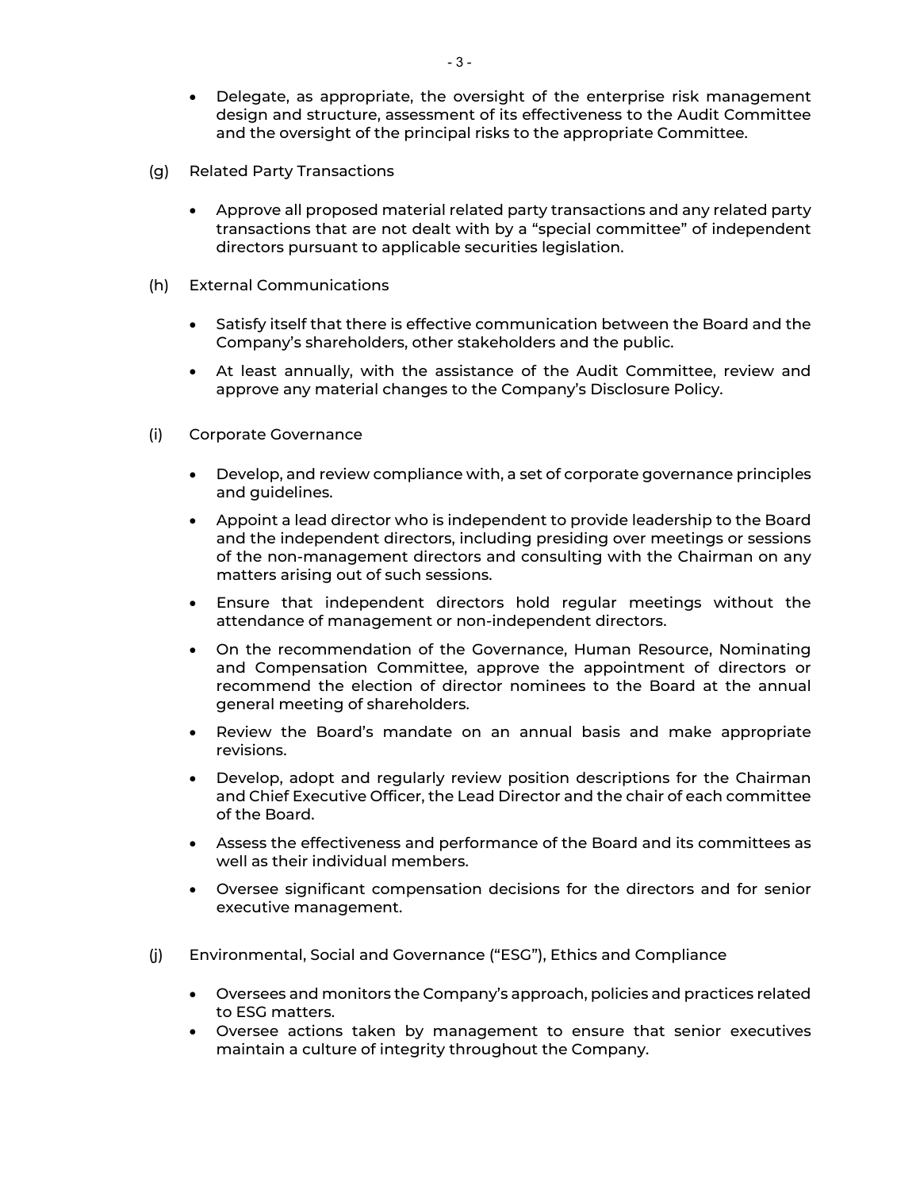- Delegate, as appropriate, the oversight of the enterprise risk management design and structure, assessment of its effectiveness to the Audit Committee and the oversight of the principal risks to the appropriate Committee.

(g) Related Party Transactions

- Approve all proposed material related party transactions and any related party transactions that are not dealt with by a "special committee" of independent directors pursuant to applicable securities legislation.

(h) External Communications

- Satisfy itself that there is effective communication between the Board and the Company's shareholders, other stakeholders and the public.
- At least annually, with the assistance of the Audit Committee, review and approve any material changes to the Company's Disclosure Policy.

(i) Corporate Governance

- Develop, and review compliance with, a set of corporate governance principles and guidelines.
- Appoint a lead director who is independent to provide leadership to the Board and the independent directors, including presiding over meetings or sessions of the non-management directors and consulting with the Chairman on any matters arising out of such sessions.
- Ensure that independent directors hold regular meetings without the attendance of management or non-independent directors.
- On the recommendation of the Governance, Human Resource, Nominating and Compensation Committee, approve the appointment of directors or recommend the election of director nominees to the Board at the annual general meeting of shareholders.
- Review the Board's mandate on an annual basis and make appropriate revisions.
- Develop, adopt and regularly review position descriptions for the Chairman and Chief Executive Officer, the Lead Director and the chair of each committee of the Board.
- Assess the effectiveness and performance of the Board and its committees as well as their individual members.
- Oversee significant compensation decisions for the directors and for senior executive management.

(j) Environmental, Social and Governance ("ESG"), Ethics and Compliance

- Oversees and monitors the Company's approach, policies and practices related to ESG matters.
- Oversee actions taken by management to ensure that senior executives maintain a culture of integrity throughout the Company.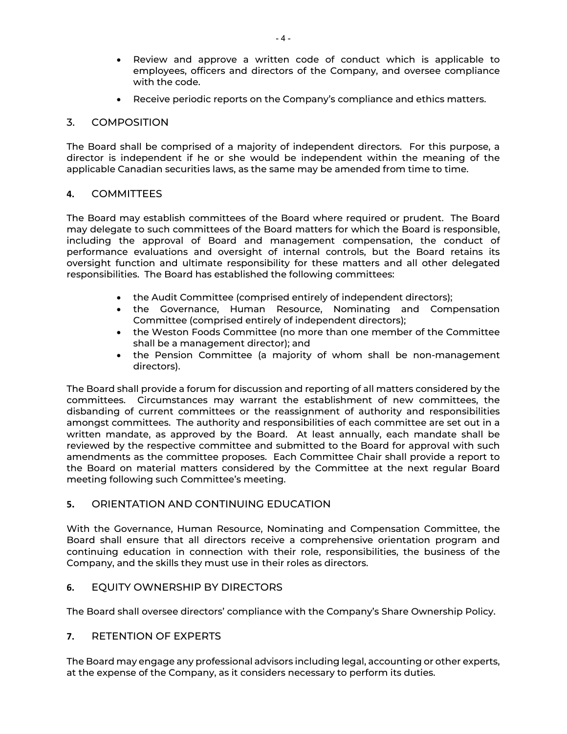- Review and approve a written code of conduct which is applicable to employees, officers and directors of the Company, and oversee compliance with the code.
- Receive periodic reports on the Company's compliance and ethics matters.

## 3. COMPOSITION

The Board shall be comprised of a majority of independent directors. For this purpose, a director is independent if he or she would be independent within the meaning of the applicable Canadian securities laws, as the same may be amended from time to time.

## 4. COMMITTEES

The Board may establish committees of the Board where required or prudent. The Board may delegate to such committees of the Board matters for which the Board is responsible, including the approval of Board and management compensation, the conduct of performance evaluations and oversight of internal controls, but the Board retains its oversight function and ultimate responsibility for these matters and all other delegated responsibilities. The Board has established the following committees:

- the Audit Committee (comprised entirely of independent directors);
- the Governance, Human Resource, Nominating and Compensation Committee (comprised entirely of independent directors);
- the Weston Foods Committee (no more than one member of the Committee shall be a management director); and
- the Pension Committee (a majority of whom shall be non-management directors).

The Board shall provide a forum for discussion and reporting of all matters considered by the committees. Circumstances may warrant the establishment of new committees, the disbanding of current committees or the reassignment of authority and responsibilities amongst committees. The authority and responsibilities of each committee are set out in a written mandate, as approved by the Board. At least annually, each mandate shall be reviewed by the respective committee and submitted to the Board for approval with such amendments as the committee proposes. Each Committee Chair shall provide a report to the Board on material matters considered by the Committee at the next regular Board meeting following such Committee's meeting.

## 5. ORIENTATION AND CONTINUING EDUCATION

With the Governance, Human Resource, Nominating and Compensation Committee, the Board shall ensure that all directors receive a comprehensive orientation program and continuing education in connection with their role, responsibilities, the business of the Company, and the skills they must use in their roles as directors.

## 6. EQUITY OWNERSHIP BY DIRECTORS

The Board shall oversee directors' compliance with the Company's Share Ownership Policy.

## 7. RETENTION OF EXPERTS

The Board may engage any professional advisors including legal, accounting or other experts, at the expense of the Company, as it considers necessary to perform its duties.